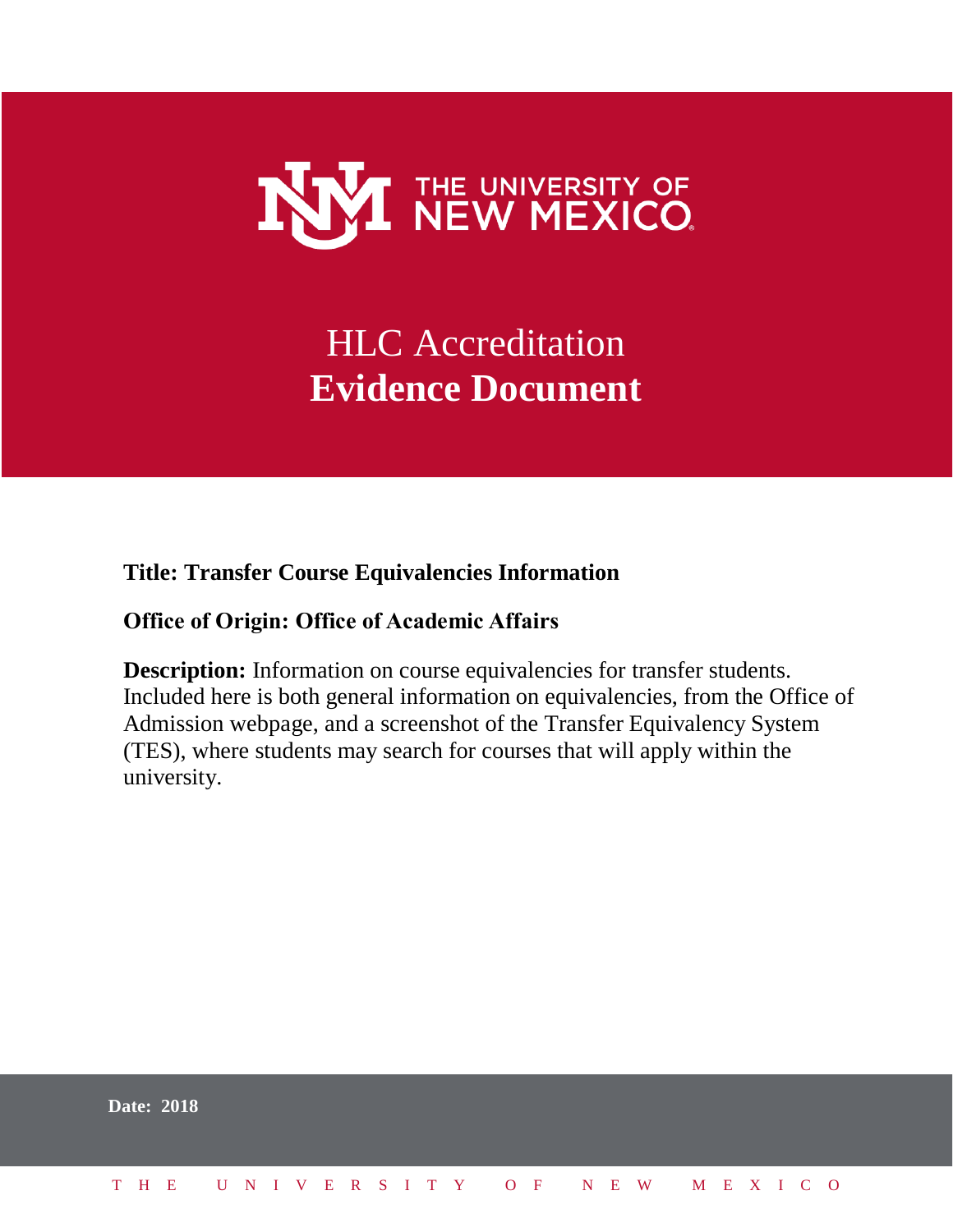THE UNIVERSITY OF NEW MEXICO

# HLC Accreditation
# **Evidence Document**

**Title: Transfer Course Equivalencies Information**

**Office of Origin: Office of Academic Affairs**

**Description:** Information on course equivalencies for transfer students. Included here is both general information on equivalencies, from the Office of Admission webpage, and a screenshot of the Transfer Equivalency System (TES), where students may search for courses that will apply within the university.

**Date: 2018**

THE UNIVERSITY OF NEW MEXICO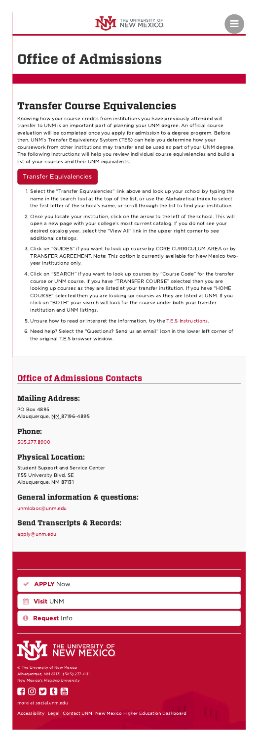# Office of Admissions

## Transfer Course Equivalencies

Knowing how your course credits from institutions you have previously attended will transfer to UNM is an important part of planning your UNM degree. An official course evaluation will be completed once you apply for admission to a degree program. Before then, UNM's Transfer Equivalency System (TES) can help you determine how your coursework from other institutions may transfer and be used as part of your UNM degree. The following instructions will help you review individual course equivalencies and build a list of your courses and their UNM equivalents:

Transfer Equivalencies

1. Select the "Transfer Equivalencies" link above and look up your school by typing the name in the search tool at the top of the list, or use the Alphabetical Index to select the first letter of the school's name, or scroll through the list to find your institution.
2. Once you locate your institution, click on the arrow to the left of the school. This will open a new page with your college's most current catalog. If you do not see your desired catalog year, select the "View All" link in the upper right corner to see additional catalogs.
3. Click on "GUIDES" if you want to look up course by CORE CURRICULUM AREA or by TRANSFER AGREEMENT. Note: This option is currently available for New Mexico two-year institutions only.
4. Click on "SEARCH" if you want to look up courses by "Course Code" for the transfer course or UNM course. If you have "TRANSFER COURSE" selected then you are looking up courses as they are listed at your transfer institution. If you have "HOME COURSE" selected then you are looking up courses as they are listed at UNM. If you click on "BOTH" your search will look for the course under both your transfer institution and UNM listings.
5. Unsure how to read or interpret the information, try the T.E.S Instructions.
6. Need help? Select the "Questions? Send us an email" icon in the lower left corner of the original T.E.S browser window.

## Office of Admissions Contacts

### Mailing Address:

PO Box 4895
Albuquerque, NM 87196-4895

### Phone:

505.277.8900

### Physical Location:

Student Support and Service Center
1155 University Blvd, SE
Albuquerque, NM 87131

### General information & questions:

unmlobos@unm.edu

### Send Transcripts & Records:

apply@unm.edu

**APPLY** Now

**Visit** UNM

**Request** Info

THE UNIVERSITY OF NEW MEXICO

© The University of New Mexico
Albuquerque, NM 87131, (505) 277-0111
New Mexico's Flagship University

more at social.unm.edu

Accessibility Legal Contact UNM New Mexico Higher Education Dashboard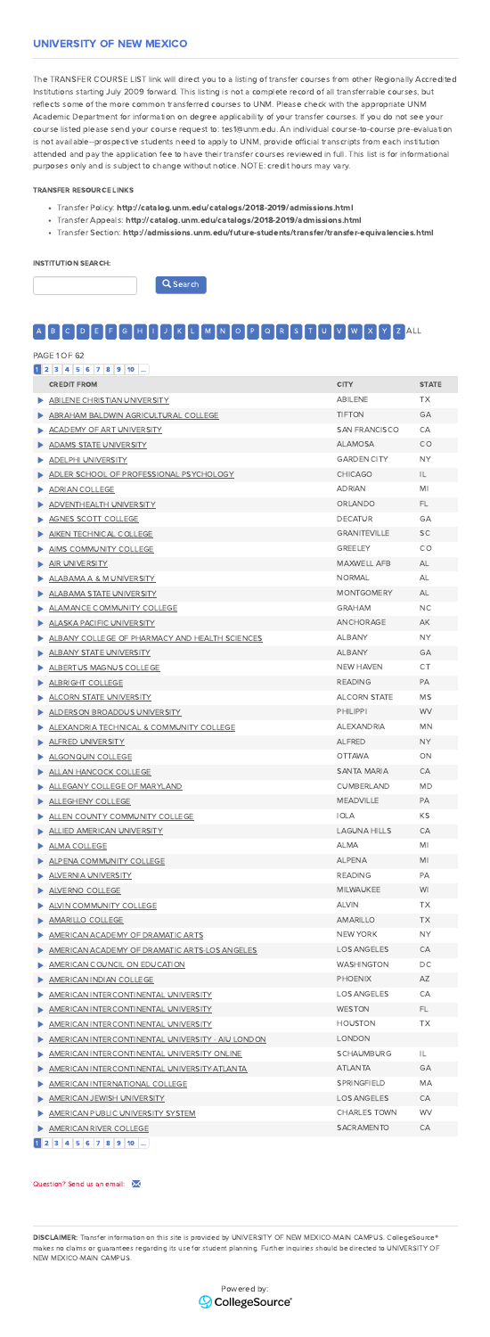## UNIVERSITY OF NEW MEXICO

The TRANSFER COURSE LIST link will direct you to a listing of transfer courses from other Regionally Accredited Institutions starting July 2009 forward. This listing is not a complete record of all transferrable courses, but reflects some of the more common transferred courses to UNM. Please check with the appropriate UNM Academic Department for information on degree applicability of your transfer courses. If you do not see your course listed please send your course request to: tes1@unm.edu. An individual course-to-course pre-evaluation is not available--prospective students need to apply to UNM, provide official transcripts from each institution attended and pay the application fee to have their transfer courses reviewed in full. This list is for informational purposes only and is subject to change without notice. NOTE: credit hours may vary.

**TRANSFER RESOURCE LINKS**

- Transfer Policy: **http://catalog.unm.edu/catalogs/2018-2019/admissions.html**
- Transfer Appeals: **http://catalog.unm.edu/catalogs/2018-2019/admissions.html**
- Transfer Section: **http://admissions.unm.edu/future-students/transfer/transfer-equivalencies.html**

**INSTITUTION SEARCH:**

Search

A B C D E F G H I J K L M N O P Q R S T U V W X Y Z ALL

PAGE 1 OF 62

1 2 3 4 5 6 7 8 9 10 ...

| CREDIT FROM | CITY | STATE |
|---|---|---|
| ABILENE CHRISTIAN UNIVERSITY | ABILENE | TX |
| ABRAHAM BALDWIN AGRICULTURAL COLLEGE | TIFTON | GA |
| ACADEMY OF ART UNIVERSITY | SAN FRANCISCO | CA |
| ADAMS STATE UNIVERSITY | ALAMOSA | CO |
| ADELPHI UNIVERSITY | GARDEN CITY | NY |
| ADLER SCHOOL OF PROFESSIONAL PSYCHOLOGY | CHICAGO | IL |
| ADRIAN COLLEGE | ADRIAN | MI |
| ADVENTHEALTH UNIVERSITY | ORLANDO | FL |
| AGNES SCOTT COLLEGE | DECATUR | GA |
| AIKEN TECHNICAL COLLEGE | GRANITEVILLE | SC |
| AIMS COMMUNITY COLLEGE | GREELEY | CO |
| AIR UNIVERSITY | MAXWELL AFB | AL |
| ALABAMA A & M UNIVERSITY | NORMAL | AL |
| ALABAMA STATE UNIVERSITY | MONTGOMERY | AL |
| ALAMANCE COMMUNITY COLLEGE | GRAHAM | NC |
| ALASKA PACIFIC UNIVERSITY | ANCHORAGE | AK |
| ALBANY COLLEGE OF PHARMACY AND HEALTH SCIENCES | ALBANY | NY |
| ALBANY STATE UNIVERSITY | ALBANY | GA |
| ALBERTUS MAGNUS COLLEGE | NEW HAVEN | CT |
| ALBRIGHT COLLEGE | READING | PA |
| ALCORN STATE UNIVERSITY | ALCORN STATE | MS |
| ALDERSON BROADDUS UNIVERSITY | PHILIPPI | WV |
| ALEXANDRIA TECHNICAL & COMMUNITY COLLEGE | ALEXANDRIA | MN |
| ALFRED UNIVERSITY | ALFRED | NY |
| ALGONQUIN COLLEGE | OTTAWA | ON |
| ALLAN HANCOCK COLLEGE | SANTA MARIA | CA |
| ALLEGANY COLLEGE OF MARYLAND | CUMBERLAND | MD |
| ALLEGHENY COLLEGE | MEADVILLE | PA |
| ALLEN COUNTY COMMUNITY COLLEGE | IOLA | KS |
| ALLIED AMERICAN UNIVERSITY | LAGUNA HILLS | CA |
| ALMA COLLEGE | ALMA | MI |
| ALPENA COMMUNITY COLLEGE | ALPENA | MI |
| ALVERNIA UNIVERSITY | READING | PA |
| ALVERNO COLLEGE | MILWAUKEE | WI |
| ALVIN COMMUNITY COLLEGE | ALVIN | TX |
| AMARILLO COLLEGE | AMARILLO | TX |
| AMERICAN ACADEMY OF DRAMATIC ARTS | NEW YORK | NY |
| AMERICAN ACADEMY OF DRAMATIC ARTS-LOS ANGELES | LOS ANGELES | CA |
| AMERICAN COUNCIL ON EDUCATION | WASHINGTON | DC |
| AMERICAN INDIAN COLLEGE | PHOENIX | AZ |
| AMERICAN INTERCONTINENTAL UNIVERSITY | LOS ANGELES | CA |
| AMERICAN INTERCONTINENTAL UNIVERSITY | WESTON | FL |
| AMERICAN INTERCONTINENTAL UNIVERSITY | HOUSTON | TX |
| AMERICAN INTERCONTINENTAL UNIVERSITY - AIU LONDON | LONDON | |
| AMERICAN INTERCONTINENTAL UNIVERSITY ONLINE | SCHAUMBURG | IL |
| AMERICAN INTERCONTINENTAL UNIVERSITY ATLANTA | ATLANTA | GA |
| AMERICAN INTERNATIONAL COLLEGE | SPRINGFIELD | MA |
| AMERICAN JEWISH UNIVERSITY | LOS ANGELES | CA |
| AMERICAN PUBLIC UNIVERSITY SYSTEM | CHARLES TOWN | WV |
| AMERICAN RIVER COLLEGE | SACRAMENTO | CA |

1 2 3 4 5 6 7 8 9 10 ...

Question? Send us an email:

**DISCLAIMER:** Transfer information on this site is provided by UNIVERSITY OF NEW MEXICO-MAIN CAMPUS. CollegeSource® makes no claims or guarantees regarding its use for student planning. Further inquiries should be directed to UNIVERSITY OF NEW MEXICO-MAIN CAMPUS.

Powered by: CollegeSource®